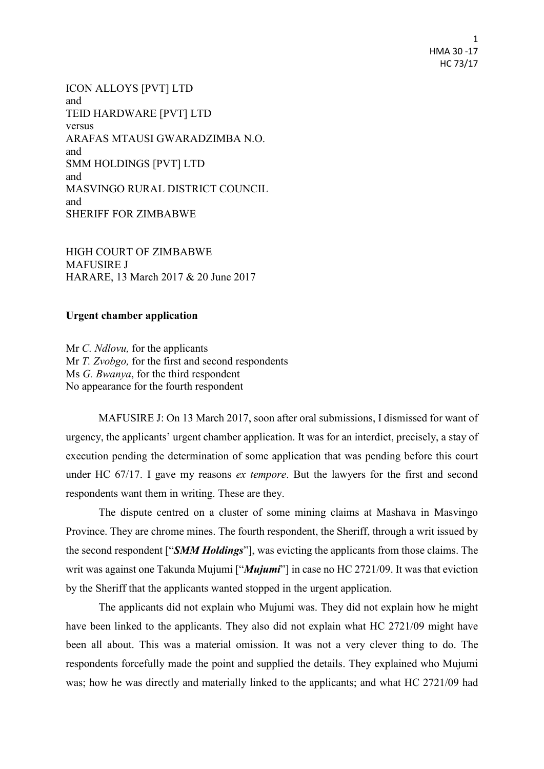ICON ALLOYS [PVT] LTD
and
TEID HARDWARE [PVT] LTD
versus
ARAFAS MTAUSI GWARADZIMBA N.O.
and
SMM HOLDINGS [PVT] LTD
and
MASVINGO RURAL DISTRICT COUNCIL
and
SHERIFF FOR ZIMBABWE

HIGH COURT OF ZIMBABWE
MAFUSIRE J
HARARE, 13 March 2017 & 20 June 2017

**Urgent chamber application**

Mr *C. Ndlovu,* for the applicants
Mr *T. Zvobgo,* for the first and second respondents
Ms *G. Bwanya*, for the third respondent
No appearance for the fourth respondent

MAFUSIRE J: On 13 March 2017, soon after oral submissions, I dismissed for want of urgency, the applicants' urgent chamber application. It was for an interdict, precisely, a stay of execution pending the determination of some application that was pending before this court under HC 67/17. I gave my reasons *ex tempore*. But the lawyers for the first and second respondents want them in writing. These are they.

The dispute centred on a cluster of some mining claims at Mashava in Masvingo Province. They are chrome mines. The fourth respondent, the Sheriff, through a writ issued by the second respondent ["***SMM Holdings***"], was evicting the applicants from those claims. The writ was against one Takunda Mujumi ["***Mujumi***"] in case no HC 2721/09. It was that eviction by the Sheriff that the applicants wanted stopped in the urgent application.

The applicants did not explain who Mujumi was. They did not explain how he might have been linked to the applicants. They also did not explain what HC 2721/09 might have been all about. This was a material omission. It was not a very clever thing to do. The respondents forcefully made the point and supplied the details. They explained who Mujumi was; how he was directly and materially linked to the applicants; and what HC 2721/09 had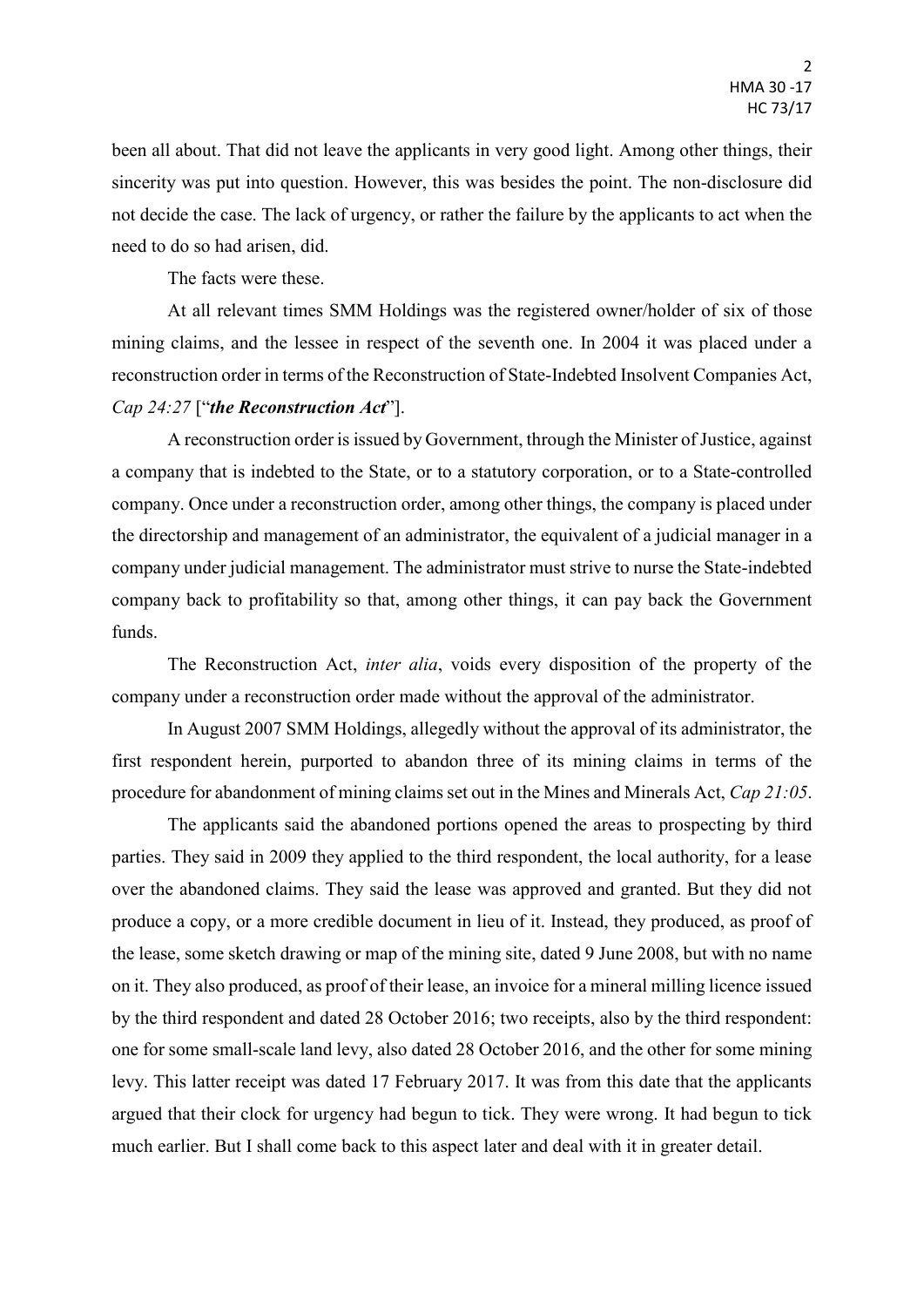been all about. That did not leave the applicants in very good light. Among other things, their sincerity was put into question. However, this was besides the point. The non-disclosure did not decide the case. The lack of urgency, or rather the failure by the applicants to act when the need to do so had arisen, did.

The facts were these.

At all relevant times SMM Holdings was the registered owner/holder of six of those mining claims, and the lessee in respect of the seventh one. In 2004 it was placed under a reconstruction order in terms of the Reconstruction of State-Indebted Insolvent Companies Act, *Cap 24:27* ["***the Reconstruction Act***"].

A reconstruction order is issued by Government, through the Minister of Justice, against a company that is indebted to the State, or to a statutory corporation, or to a State-controlled company. Once under a reconstruction order, among other things, the company is placed under the directorship and management of an administrator, the equivalent of a judicial manager in a company under judicial management. The administrator must strive to nurse the State-indebted company back to profitability so that, among other things, it can pay back the Government funds.

The Reconstruction Act, *inter alia*, voids every disposition of the property of the company under a reconstruction order made without the approval of the administrator.

In August 2007 SMM Holdings, allegedly without the approval of its administrator, the first respondent herein, purported to abandon three of its mining claims in terms of the procedure for abandonment of mining claims set out in the Mines and Minerals Act, *Cap 21:05*.

The applicants said the abandoned portions opened the areas to prospecting by third parties. They said in 2009 they applied to the third respondent, the local authority, for a lease over the abandoned claims. They said the lease was approved and granted. But they did not produce a copy, or a more credible document in lieu of it. Instead, they produced, as proof of the lease, some sketch drawing or map of the mining site, dated 9 June 2008, but with no name on it. They also produced, as proof of their lease, an invoice for a mineral milling licence issued by the third respondent and dated 28 October 2016; two receipts, also by the third respondent: one for some small-scale land levy, also dated 28 October 2016, and the other for some mining levy. This latter receipt was dated 17 February 2017. It was from this date that the applicants argued that their clock for urgency had begun to tick. They were wrong. It had begun to tick much earlier. But I shall come back to this aspect later and deal with it in greater detail.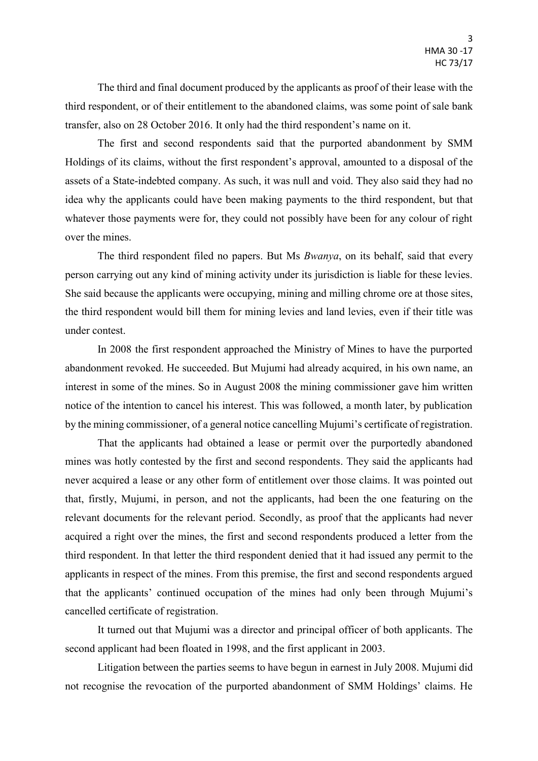The third and final document produced by the applicants as proof of their lease with the third respondent, or of their entitlement to the abandoned claims, was some point of sale bank transfer, also on 28 October 2016. It only had the third respondent's name on it.

The first and second respondents said that the purported abandonment by SMM Holdings of its claims, without the first respondent's approval, amounted to a disposal of the assets of a State-indebted company. As such, it was null and void. They also said they had no idea why the applicants could have been making payments to the third respondent, but that whatever those payments were for, they could not possibly have been for any colour of right over the mines.

The third respondent filed no papers. But Ms *Bwanya*, on its behalf, said that every person carrying out any kind of mining activity under its jurisdiction is liable for these levies. She said because the applicants were occupying, mining and milling chrome ore at those sites, the third respondent would bill them for mining levies and land levies, even if their title was under contest.

In 2008 the first respondent approached the Ministry of Mines to have the purported abandonment revoked. He succeeded. But Mujumi had already acquired, in his own name, an interest in some of the mines. So in August 2008 the mining commissioner gave him written notice of the intention to cancel his interest. This was followed, a month later, by publication by the mining commissioner, of a general notice cancelling Mujumi's certificate of registration.

That the applicants had obtained a lease or permit over the purportedly abandoned mines was hotly contested by the first and second respondents. They said the applicants had never acquired a lease or any other form of entitlement over those claims. It was pointed out that, firstly, Mujumi, in person, and not the applicants, had been the one featuring on the relevant documents for the relevant period. Secondly, as proof that the applicants had never acquired a right over the mines, the first and second respondents produced a letter from the third respondent. In that letter the third respondent denied that it had issued any permit to the applicants in respect of the mines. From this premise, the first and second respondents argued that the applicants' continued occupation of the mines had only been through Mujumi's cancelled certificate of registration.

It turned out that Mujumi was a director and principal officer of both applicants. The second applicant had been floated in 1998, and the first applicant in 2003.

Litigation between the parties seems to have begun in earnest in July 2008. Mujumi did not recognise the revocation of the purported abandonment of SMM Holdings' claims. He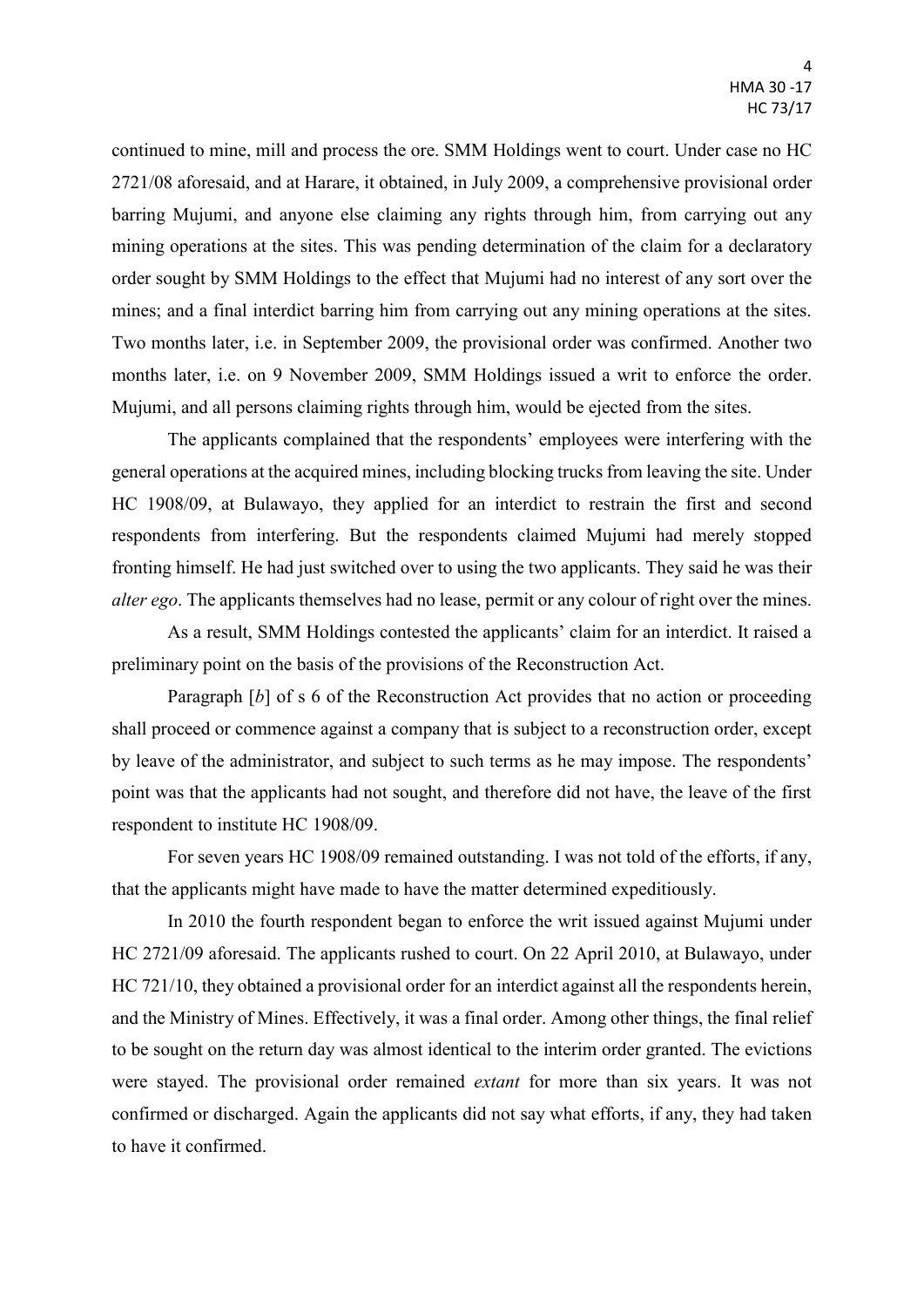continued to mine, mill and process the ore. SMM Holdings went to court. Under case no HC 2721/08 aforesaid, and at Harare, it obtained, in July 2009, a comprehensive provisional order barring Mujumi, and anyone else claiming any rights through him, from carrying out any mining operations at the sites. This was pending determination of the claim for a declaratory order sought by SMM Holdings to the effect that Mujumi had no interest of any sort over the mines; and a final interdict barring him from carrying out any mining operations at the sites. Two months later, i.e. in September 2009, the provisional order was confirmed. Another two months later, i.e. on 9 November 2009, SMM Holdings issued a writ to enforce the order. Mujumi, and all persons claiming rights through him, would be ejected from the sites.

The applicants complained that the respondents' employees were interfering with the general operations at the acquired mines, including blocking trucks from leaving the site. Under HC 1908/09, at Bulawayo, they applied for an interdict to restrain the first and second respondents from interfering. But the respondents claimed Mujumi had merely stopped fronting himself. He had just switched over to using the two applicants. They said he was their *alter ego*. The applicants themselves had no lease, permit or any colour of right over the mines.

As a result, SMM Holdings contested the applicants' claim for an interdict. It raised a preliminary point on the basis of the provisions of the Reconstruction Act.

Paragraph [*b*] of s 6 of the Reconstruction Act provides that no action or proceeding shall proceed or commence against a company that is subject to a reconstruction order, except by leave of the administrator, and subject to such terms as he may impose. The respondents' point was that the applicants had not sought, and therefore did not have, the leave of the first respondent to institute HC 1908/09.

For seven years HC 1908/09 remained outstanding. I was not told of the efforts, if any, that the applicants might have made to have the matter determined expeditiously.

In 2010 the fourth respondent began to enforce the writ issued against Mujumi under HC 2721/09 aforesaid. The applicants rushed to court. On 22 April 2010, at Bulawayo, under HC 721/10, they obtained a provisional order for an interdict against all the respondents herein, and the Ministry of Mines. Effectively, it was a final order. Among other things, the final relief to be sought on the return day was almost identical to the interim order granted. The evictions were stayed. The provisional order remained *extant* for more than six years. It was not confirmed or discharged. Again the applicants did not say what efforts, if any, they had taken to have it confirmed.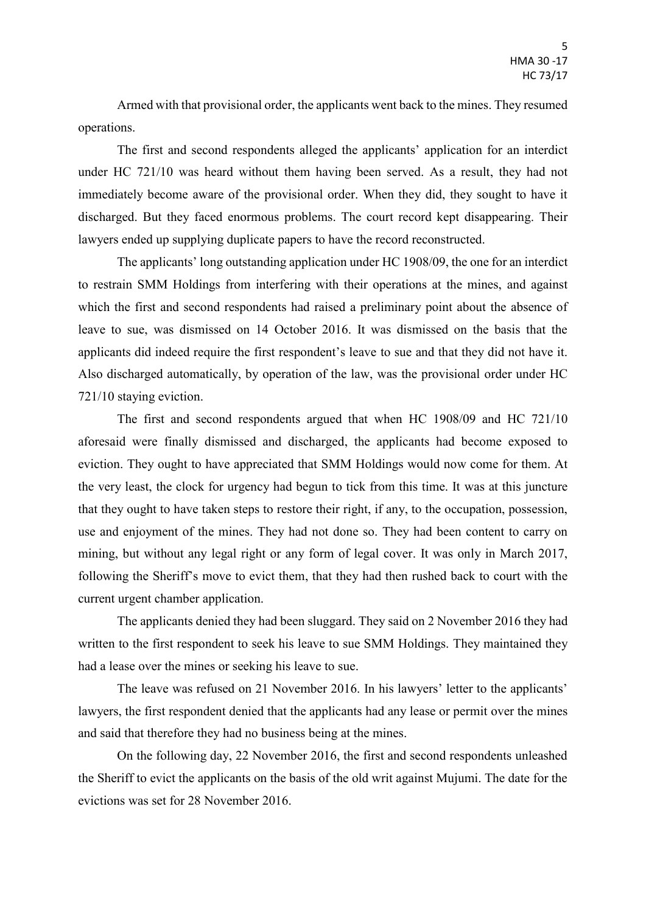Armed with that provisional order, the applicants went back to the mines. They resumed operations.

The first and second respondents alleged the applicants' application for an interdict under HC 721/10 was heard without them having been served. As a result, they had not immediately become aware of the provisional order. When they did, they sought to have it discharged. But they faced enormous problems. The court record kept disappearing. Their lawyers ended up supplying duplicate papers to have the record reconstructed.

The applicants' long outstanding application under HC 1908/09, the one for an interdict to restrain SMM Holdings from interfering with their operations at the mines, and against which the first and second respondents had raised a preliminary point about the absence of leave to sue, was dismissed on 14 October 2016. It was dismissed on the basis that the applicants did indeed require the first respondent's leave to sue and that they did not have it. Also discharged automatically, by operation of the law, was the provisional order under HC 721/10 staying eviction.

The first and second respondents argued that when HC 1908/09 and HC 721/10 aforesaid were finally dismissed and discharged, the applicants had become exposed to eviction. They ought to have appreciated that SMM Holdings would now come for them. At the very least, the clock for urgency had begun to tick from this time. It was at this juncture that they ought to have taken steps to restore their right, if any, to the occupation, possession, use and enjoyment of the mines. They had not done so. They had been content to carry on mining, but without any legal right or any form of legal cover. It was only in March 2017, following the Sheriff's move to evict them, that they had then rushed back to court with the current urgent chamber application.

The applicants denied they had been sluggard. They said on 2 November 2016 they had written to the first respondent to seek his leave to sue SMM Holdings. They maintained they had a lease over the mines or seeking his leave to sue.

The leave was refused on 21 November 2016. In his lawyers' letter to the applicants' lawyers, the first respondent denied that the applicants had any lease or permit over the mines and said that therefore they had no business being at the mines.

On the following day, 22 November 2016, the first and second respondents unleashed the Sheriff to evict the applicants on the basis of the old writ against Mujumi. The date for the evictions was set for 28 November 2016.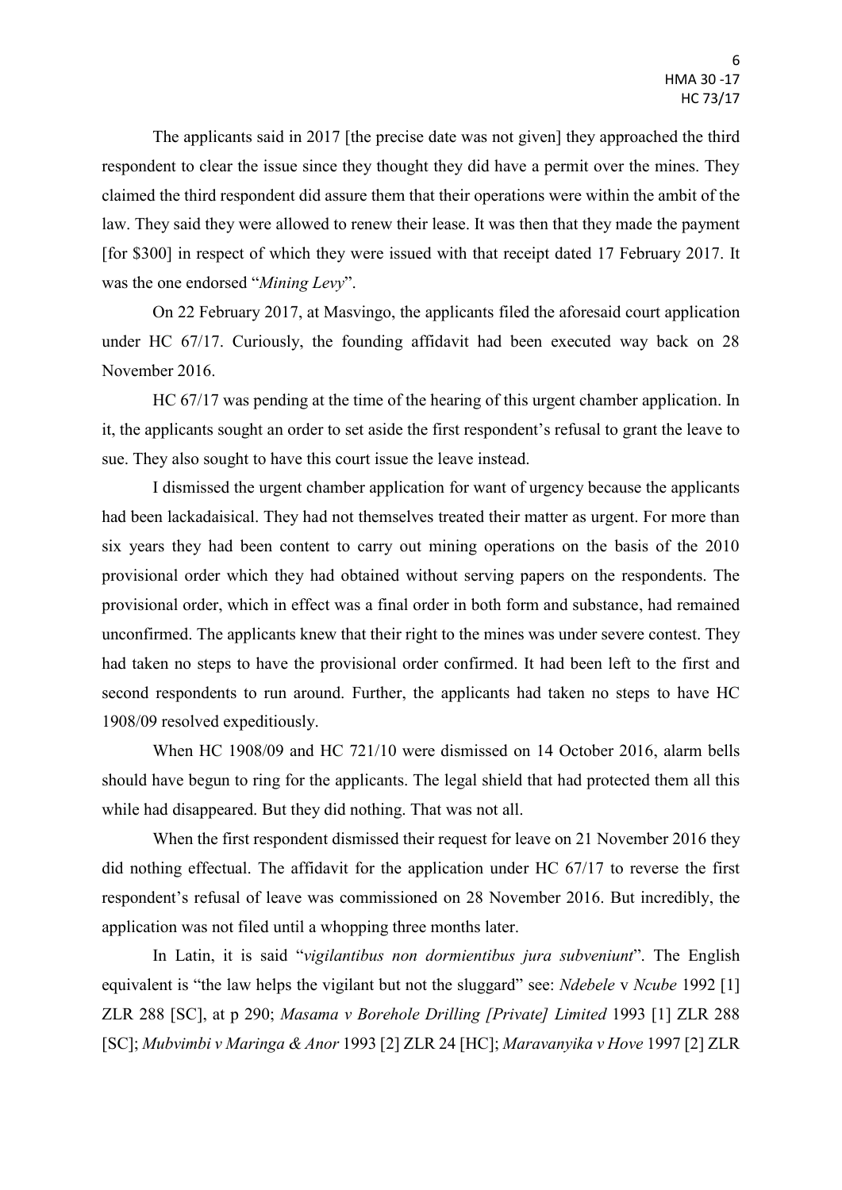The applicants said in 2017 [the precise date was not given] they approached the third respondent to clear the issue since they thought they did have a permit over the mines. They claimed the third respondent did assure them that their operations were within the ambit of the law. They said they were allowed to renew their lease. It was then that they made the payment [for $300] in respect of which they were issued with that receipt dated 17 February 2017. It was the one endorsed "*Mining Levy*".

On 22 February 2017, at Masvingo, the applicants filed the aforesaid court application under HC 67/17. Curiously, the founding affidavit had been executed way back on 28 November 2016.

HC 67/17 was pending at the time of the hearing of this urgent chamber application. In it, the applicants sought an order to set aside the first respondent's refusal to grant the leave to sue. They also sought to have this court issue the leave instead.

I dismissed the urgent chamber application for want of urgency because the applicants had been lackadaisical. They had not themselves treated their matter as urgent. For more than six years they had been content to carry out mining operations on the basis of the 2010 provisional order which they had obtained without serving papers on the respondents. The provisional order, which in effect was a final order in both form and substance, had remained unconfirmed. The applicants knew that their right to the mines was under severe contest. They had taken no steps to have the provisional order confirmed. It had been left to the first and second respondents to run around. Further, the applicants had taken no steps to have HC 1908/09 resolved expeditiously.

When HC 1908/09 and HC 721/10 were dismissed on 14 October 2016, alarm bells should have begun to ring for the applicants. The legal shield that had protected them all this while had disappeared. But they did nothing. That was not all.

When the first respondent dismissed their request for leave on 21 November 2016 they did nothing effectual. The affidavit for the application under HC 67/17 to reverse the first respondent's refusal of leave was commissioned on 28 November 2016. But incredibly, the application was not filed until a whopping three months later.

In Latin, it is said "*vigilantibus non dormientibus jura subveniunt*". The English equivalent is "the law helps the vigilant but not the sluggard" see: *Ndebele* v *Ncube* 1992 [1] ZLR 288 [SC], at p 290; *Masama v Borehole Drilling [Private] Limited* 1993 [1] ZLR 288 [SC]; *Mubvimbi v Maringa & Anor* 1993 [2] ZLR 24 [HC]; *Maravanyika v Hove* 1997 [2] ZLR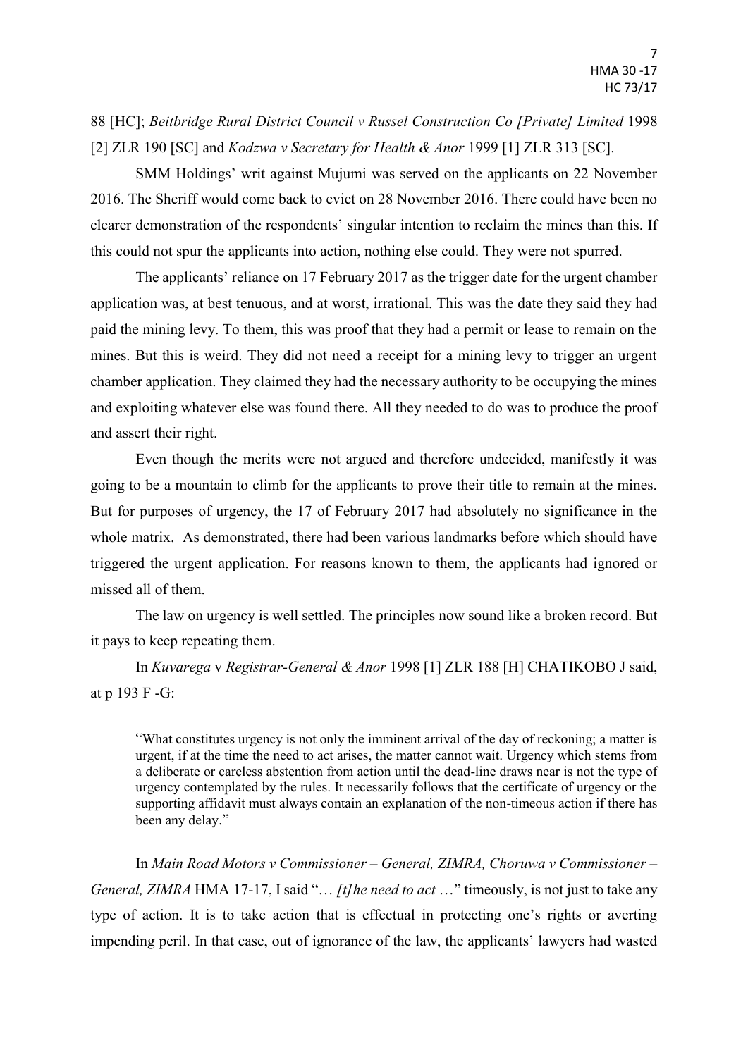88 [HC]; *Beitbridge Rural District Council v Russel Construction Co [Private] Limited* 1998 [2] ZLR 190 [SC] and *Kodzwa v Secretary for Health & Anor* 1999 [1] ZLR 313 [SC].

SMM Holdings' writ against Mujumi was served on the applicants on 22 November 2016. The Sheriff would come back to evict on 28 November 2016. There could have been no clearer demonstration of the respondents' singular intention to reclaim the mines than this. If this could not spur the applicants into action, nothing else could. They were not spurred.

The applicants' reliance on 17 February 2017 as the trigger date for the urgent chamber application was, at best tenuous, and at worst, irrational. This was the date they said they had paid the mining levy. To them, this was proof that they had a permit or lease to remain on the mines. But this is weird. They did not need a receipt for a mining levy to trigger an urgent chamber application. They claimed they had the necessary authority to be occupying the mines and exploiting whatever else was found there. All they needed to do was to produce the proof and assert their right.

Even though the merits were not argued and therefore undecided, manifestly it was going to be a mountain to climb for the applicants to prove their title to remain at the mines. But for purposes of urgency, the 17 of February 2017 had absolutely no significance in the whole matrix. As demonstrated, there had been various landmarks before which should have triggered the urgent application. For reasons known to them, the applicants had ignored or missed all of them.

The law on urgency is well settled. The principles now sound like a broken record. But it pays to keep repeating them.

In *Kuvarega* v *Registrar-General & Anor* 1998 [1] ZLR 188 [H] CHATIKOBO J said, at p 193 F -G:

> "What constitutes urgency is not only the imminent arrival of the day of reckoning; a matter is urgent, if at the time the need to act arises, the matter cannot wait. Urgency which stems from a deliberate or careless abstention from action until the dead-line draws near is not the type of urgency contemplated by the rules. It necessarily follows that the certificate of urgency or the supporting affidavit must always contain an explanation of the non-timeous action if there has been any delay."

In *Main Road Motors v Commissioner – General, ZIMRA, Choruwa v Commissioner – General, ZIMRA* HMA 17-17, I said "… *[t]he need to act* …" timeously, is not just to take any type of action. It is to take action that is effectual in protecting one's rights or averting impending peril. In that case, out of ignorance of the law, the applicants' lawyers had wasted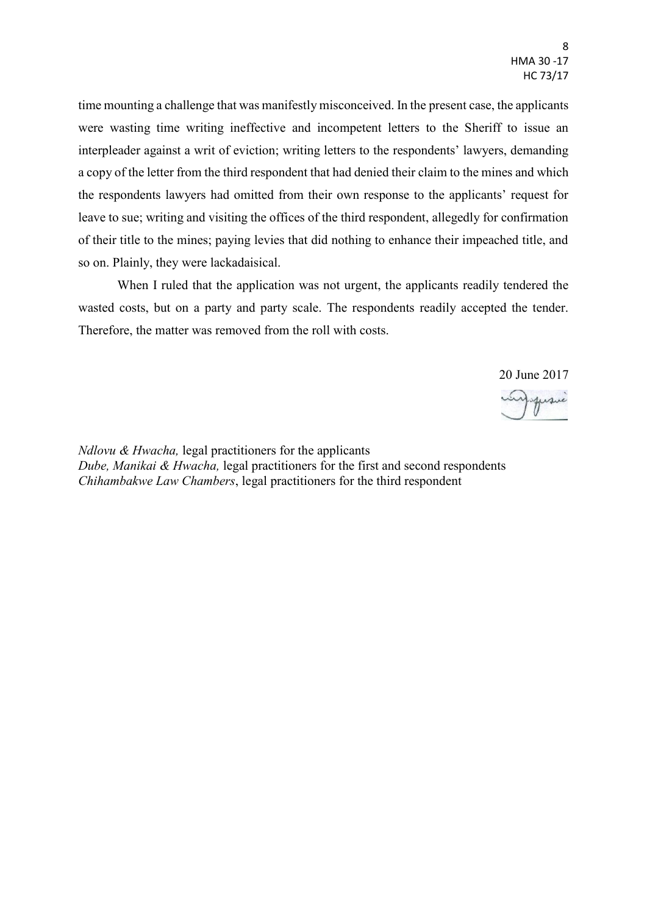time mounting a challenge that was manifestly misconceived. In the present case, the applicants were wasting time writing ineffective and incompetent letters to the Sheriff to issue an interpleader against a writ of eviction; writing letters to the respondents' lawyers, demanding a copy of the letter from the third respondent that had denied their claim to the mines and which the respondents lawyers had omitted from their own response to the applicants' request for leave to sue; writing and visiting the offices of the third respondent, allegedly for confirmation of their title to the mines; paying levies that did nothing to enhance their impeached title, and so on. Plainly, they were lackadaisical.

When I ruled that the application was not urgent, the applicants readily tendered the wasted costs, but on a party and party scale. The respondents readily accepted the tender. Therefore, the matter was removed from the roll with costs.

20 June 2017

*Ndlovu & Hwacha,* legal practitioners for the applicants
*Dube, Manikai & Hwacha,* legal practitioners for the first and second respondents
*Chihambakwe Law Chambers*, legal practitioners for the third respondent